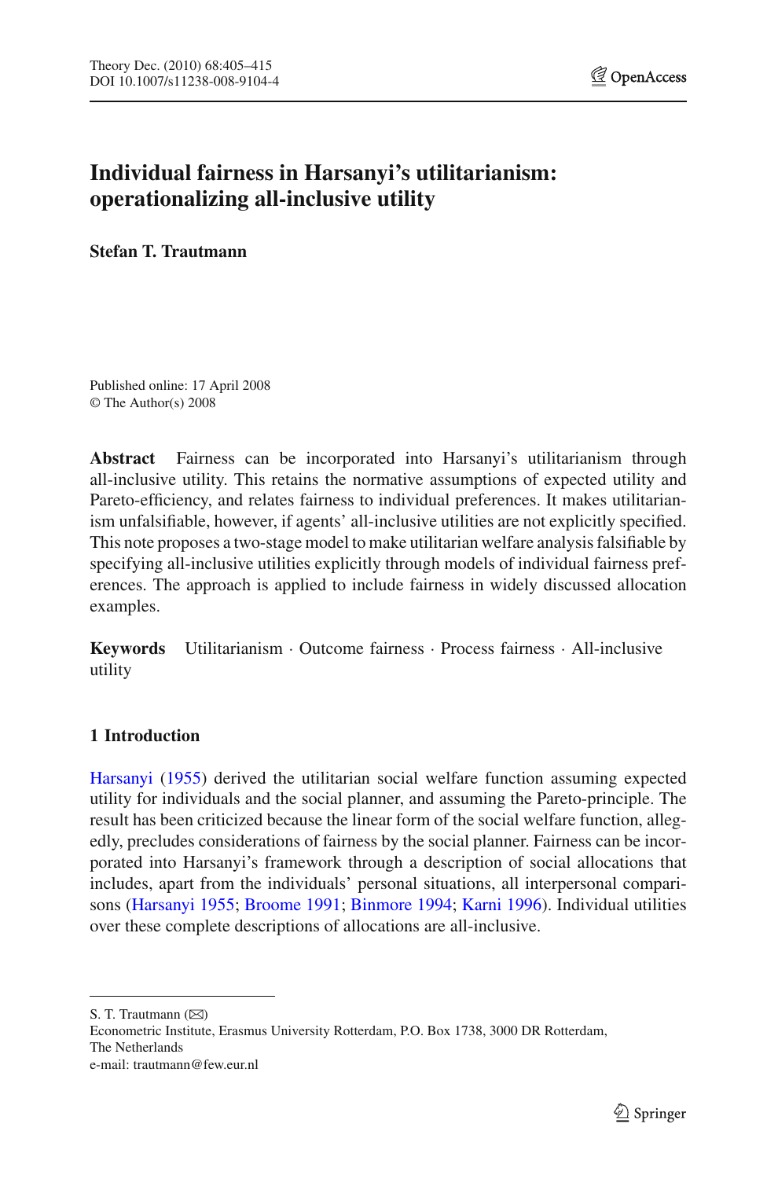# Individual fairness in Harsanyi's utilitarianism: operationalizing all-inclusive utility

**Stefan T. Trautmann**

Published online: 17 April 2008
© The Author(s) 2008

**Abstract** Fairness can be incorporated into Harsanyi's utilitarianism through all-inclusive utility. This retains the normative assumptions of expected utility and Pareto-efficiency, and relates fairness to individual preferences. It makes utilitarianism unfalsifiable, however, if agents' all-inclusive utilities are not explicitly specified. This note proposes a two-stage model to make utilitarian welfare analysis falsifiable by specifying all-inclusive utilities explicitly through models of individual fairness preferences. The approach is applied to include fairness in widely discussed allocation examples.

**Keywords** Utilitarianism · Outcome fairness · Process fairness · All-inclusive utility

## 1 Introduction

Harsanyi (1955) derived the utilitarian social welfare function assuming expected utility for individuals and the social planner, and assuming the Pareto-principle. The result has been criticized because the linear form of the social welfare function, allegedly, precludes considerations of fairness by the social planner. Fairness can be incorporated into Harsanyi's framework through a description of social allocations that includes, apart from the individuals' personal situations, all interpersonal comparisons (Harsanyi 1955; Broome 1991; Binmore 1994; Karni 1996). Individual utilities over these complete descriptions of allocations are all-inclusive.

S. T. Trautmann (✉)
Econometric Institute, Erasmus University Rotterdam, P.O. Box 1738, 3000 DR Rotterdam, The Netherlands
e-mail: trautmann@few.eur.nl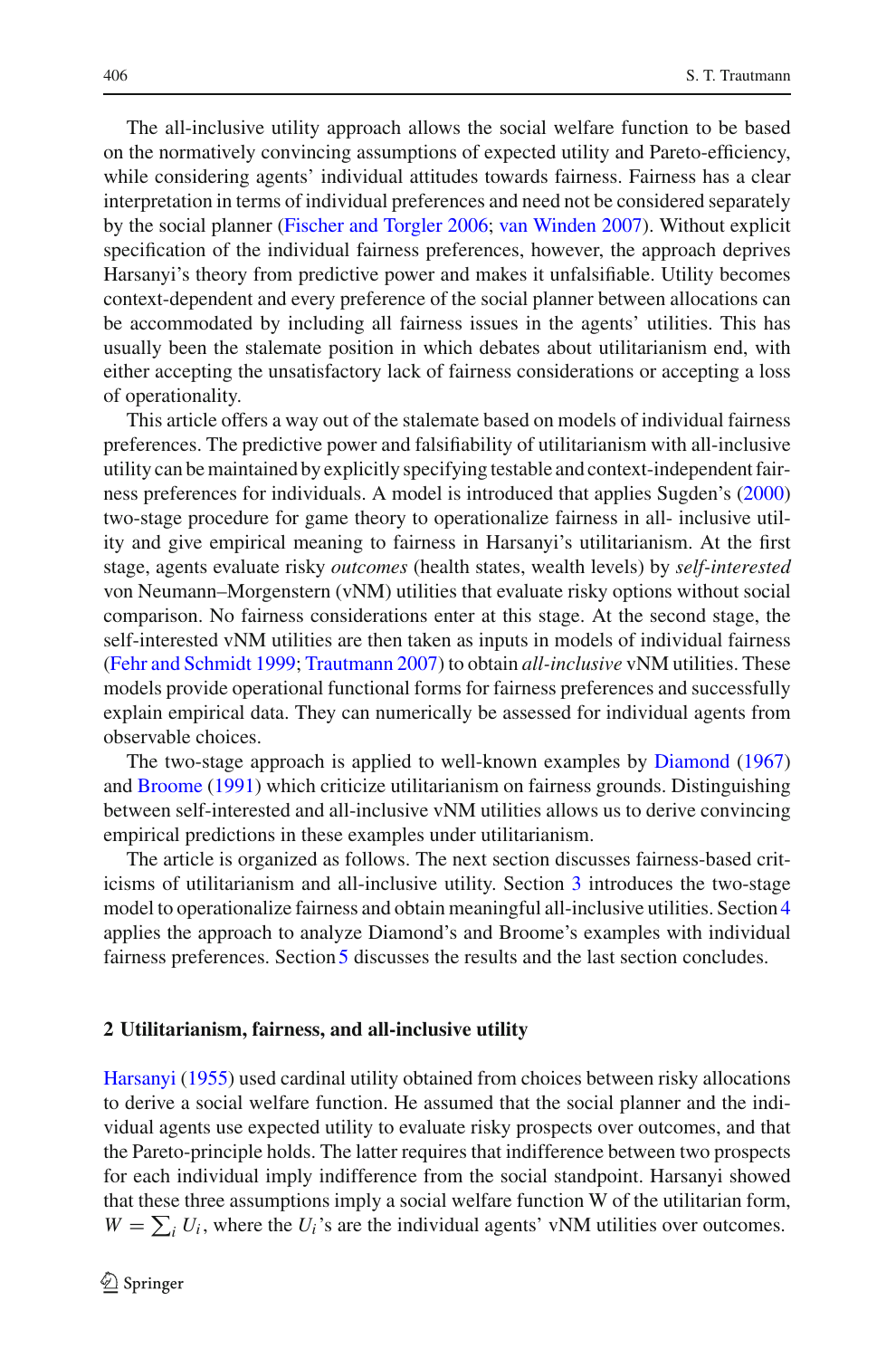The all-inclusive utility approach allows the social welfare function to be based on the normatively convincing assumptions of expected utility and Pareto-efficiency, while considering agents' individual attitudes towards fairness. Fairness has a clear interpretation in terms of individual preferences and need not be considered separately by the social planner (Fischer and Torgler 2006; van Winden 2007). Without explicit specification of the individual fairness preferences, however, the approach deprives Harsanyi's theory from predictive power and makes it unfalsifiable. Utility becomes context-dependent and every preference of the social planner between allocations can be accommodated by including all fairness issues in the agents' utilities. This has usually been the stalemate position in which debates about utilitarianism end, with either accepting the unsatisfactory lack of fairness considerations or accepting a loss of operationality.

This article offers a way out of the stalemate based on models of individual fairness preferences. The predictive power and falsifiability of utilitarianism with all-inclusive utility can be maintained by explicitly specifying testable and context-independent fairness preferences for individuals. A model is introduced that applies Sugden's (2000) two-stage procedure for game theory to operationalize fairness in all- inclusive utility and give empirical meaning to fairness in Harsanyi's utilitarianism. At the first stage, agents evaluate risky *outcomes* (health states, wealth levels) by *self-interested* von Neumann–Morgenstern (vNM) utilities that evaluate risky options without social comparison. No fairness considerations enter at this stage. At the second stage, the self-interested vNM utilities are then taken as inputs in models of individual fairness (Fehr and Schmidt 1999; Trautmann 2007) to obtain *all-inclusive* vNM utilities. These models provide operational functional forms for fairness preferences and successfully explain empirical data. They can numerically be assessed for individual agents from observable choices.

The two-stage approach is applied to well-known examples by Diamond (1967) and Broome (1991) which criticize utilitarianism on fairness grounds. Distinguishing between self-interested and all-inclusive vNM utilities allows us to derive convincing empirical predictions in these examples under utilitarianism.

The article is organized as follows. The next section discusses fairness-based criticisms of utilitarianism and all-inclusive utility. Section 3 introduces the two-stage model to operationalize fairness and obtain meaningful all-inclusive utilities. Section 4 applies the approach to analyze Diamond's and Broome's examples with individual fairness preferences. Section 5 discusses the results and the last section concludes.

## 2 Utilitarianism, fairness, and all-inclusive utility

Harsanyi (1955) used cardinal utility obtained from choices between risky allocations to derive a social welfare function. He assumed that the social planner and the individual agents use expected utility to evaluate risky prospects over outcomes, and that the Pareto-principle holds. The latter requires that indifference between two prospects for each individual imply indifference from the social standpoint. Harsanyi showed that these three assumptions imply a social welfare function W of the utilitarian form, $W = \sum_i U_i$, where the $U_i$'s are the individual agents' vNM utilities over outcomes.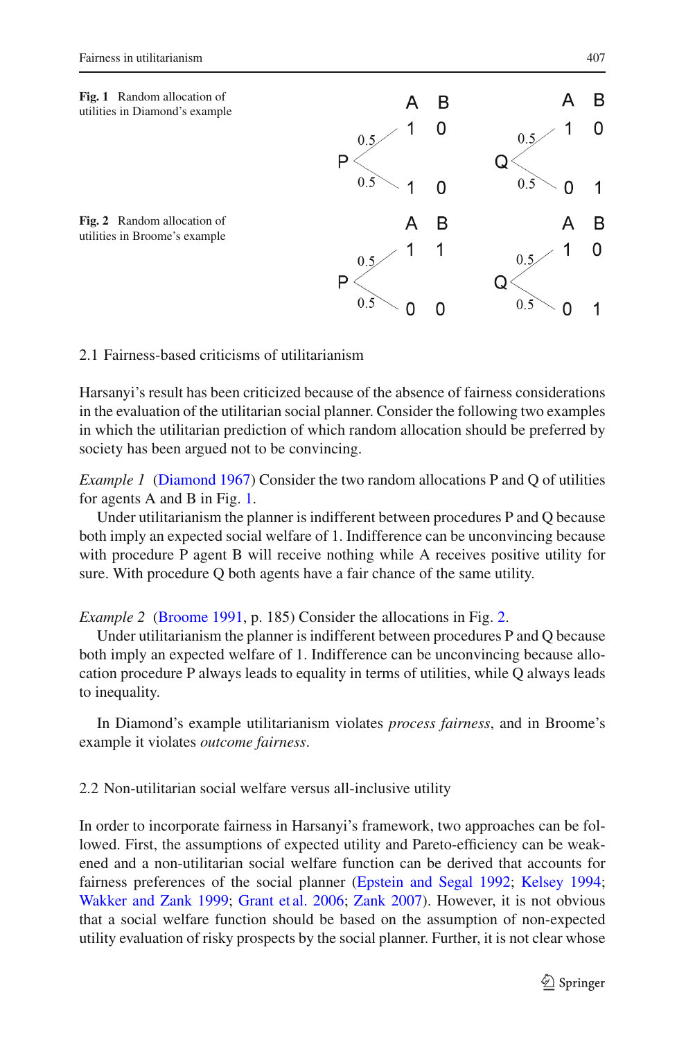**Fig. 1** Random allocation of utilities in Diamond's example

| | | A | B |
|---|---|---|---|
| P | 0.5 | 1 | 0 |
| | 0.5 | 1 | 0 |
| Q | 0.5 | 1 | 0 |
| | 0.5 | 0 | 1 |

**Fig. 2** Random allocation of utilities in Broome's example

| | | A | B |
|---|---|---|---|
| P | 0.5 | 1 | 1 |
| | 0.5 | 0 | 0 |
| Q | 0.5 | 1 | 0 |
| | 0.5 | 0 | 1 |

## 2.1 Fairness-based criticisms of utilitarianism

Harsanyi's result has been criticized because of the absence of fairness considerations in the evaluation of the utilitarian social planner. Consider the following two examples in which the utilitarian prediction of which random allocation should be preferred by society has been argued not to be convincing.

*Example 1* (Diamond 1967) Consider the two random allocations P and Q of utilities for agents A and B in Fig. 1.

Under utilitarianism the planner is indifferent between procedures P and Q because both imply an expected social welfare of 1. Indifference can be unconvincing because with procedure P agent B will receive nothing while A receives positive utility for sure. With procedure Q both agents have a fair chance of the same utility.

*Example 2* (Broome 1991, p. 185) Consider the allocations in Fig. 2.

Under utilitarianism the planner is indifferent between procedures P and Q because both imply an expected welfare of 1. Indifference can be unconvincing because allocation procedure P always leads to equality in terms of utilities, while Q always leads to inequality.

In Diamond's example utilitarianism violates *process fairness*, and in Broome's example it violates *outcome fairness*.

## 2.2 Non-utilitarian social welfare versus all-inclusive utility

In order to incorporate fairness in Harsanyi's framework, two approaches can be followed. First, the assumptions of expected utility and Pareto-efficiency can be weakened and a non-utilitarian social welfare function can be derived that accounts for fairness preferences of the social planner (Epstein and Segal 1992; Kelsey 1994; Wakker and Zank 1999; Grant et al. 2006; Zank 2007). However, it is not obvious that a social welfare function should be based on the assumption of non-expected utility evaluation of risky prospects by the social planner. Further, it is not clear whose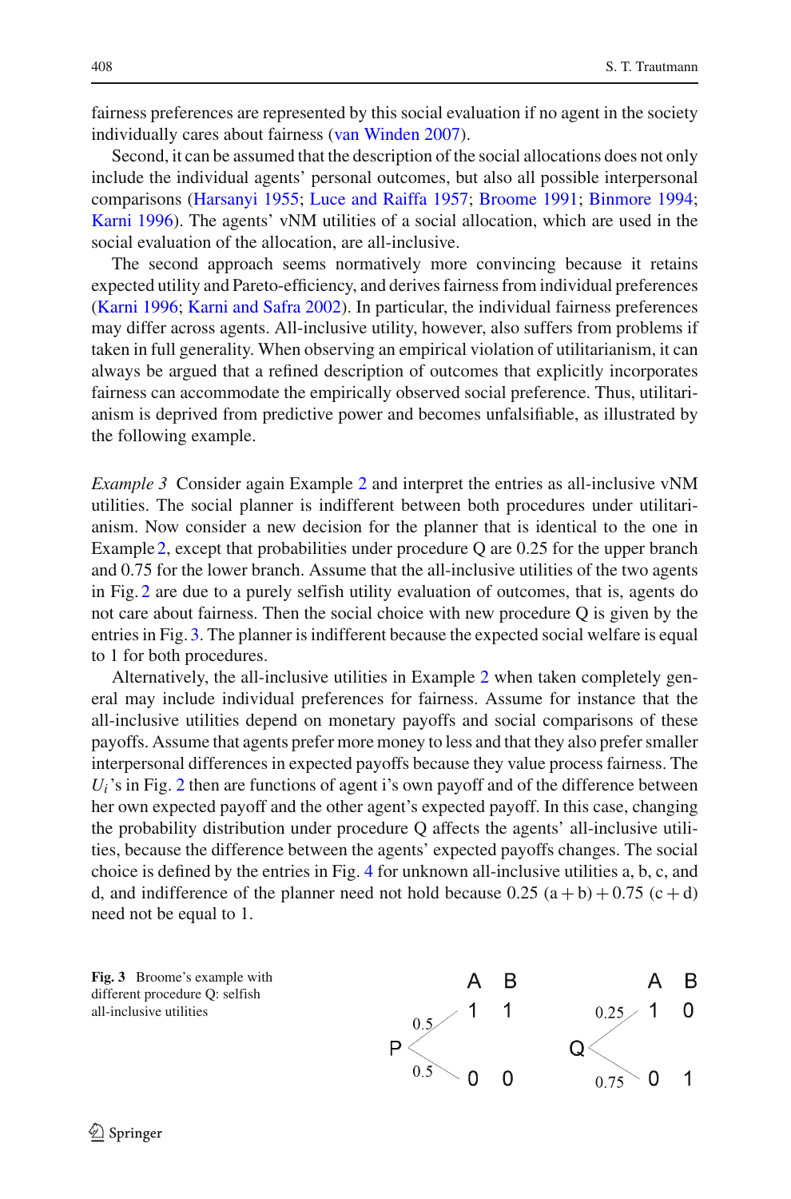fairness preferences are represented by this social evaluation if no agent in the society individually cares about fairness (van Winden 2007).

Second, it can be assumed that the description of the social allocations does not only include the individual agents' personal outcomes, but also all possible interpersonal comparisons (Harsanyi 1955; Luce and Raiffa 1957; Broome 1991; Binmore 1994; Karni 1996). The agents' vNM utilities of a social allocation, which are used in the social evaluation of the allocation, are all-inclusive.

The second approach seems normatively more convincing because it retains expected utility and Pareto-efficiency, and derives fairness from individual preferences (Karni 1996; Karni and Safra 2002). In particular, the individual fairness preferences may differ across agents. All-inclusive utility, however, also suffers from problems if taken in full generality. When observing an empirical violation of utilitarianism, it can always be argued that a refined description of outcomes that explicitly incorporates fairness can accommodate the empirically observed social preference. Thus, utilitarianism is deprived from predictive power and becomes unfalsifiable, as illustrated by the following example.

*Example 3* Consider again Example 2 and interpret the entries as all-inclusive vNM utilities. The social planner is indifferent between both procedures under utilitarianism. Now consider a new decision for the planner that is identical to the one in Example 2, except that probabilities under procedure Q are 0.25 for the upper branch and 0.75 for the lower branch. Assume that the all-inclusive utilities of the two agents in Fig. 2 are due to a purely selfish utility evaluation of outcomes, that is, agents do not care about fairness. Then the social choice with new procedure Q is given by the entries in Fig. 3. The planner is indifferent because the expected social welfare is equal to 1 for both procedures.

Alternatively, the all-inclusive utilities in Example 2 when taken completely general may include individual preferences for fairness. Assume for instance that the all-inclusive utilities depend on monetary payoffs and social comparisons of these payoffs. Assume that agents prefer more money to less and that they also prefer smaller interpersonal differences in expected payoffs because they value process fairness. The $U_i$'s in Fig. 2 then are functions of agent i's own payoff and of the difference between her own expected payoff and the other agent's expected payoff. In this case, changing the probability distribution under procedure Q affects the agents' all-inclusive utilities, because the difference between the agents' expected payoffs changes. The social choice is defined by the entries in Fig. 4 for unknown all-inclusive utilities a, b, c, and d, and indifference of the planner need not hold because $0.25\,(a+b)+0.75\,(c+d)$ need not be equal to 1.

| Procedure | Probability | A | B |
|---|---|---|---|
| P | 0.5 | 1 | 1 |
| | 0.5 | 0 | 0 |
| Q | 0.25 | 1 | 0 |
| | 0.75 | 0 | 1 |

**Fig. 3** Broome's example with different procedure Q: selfish all-inclusive utilities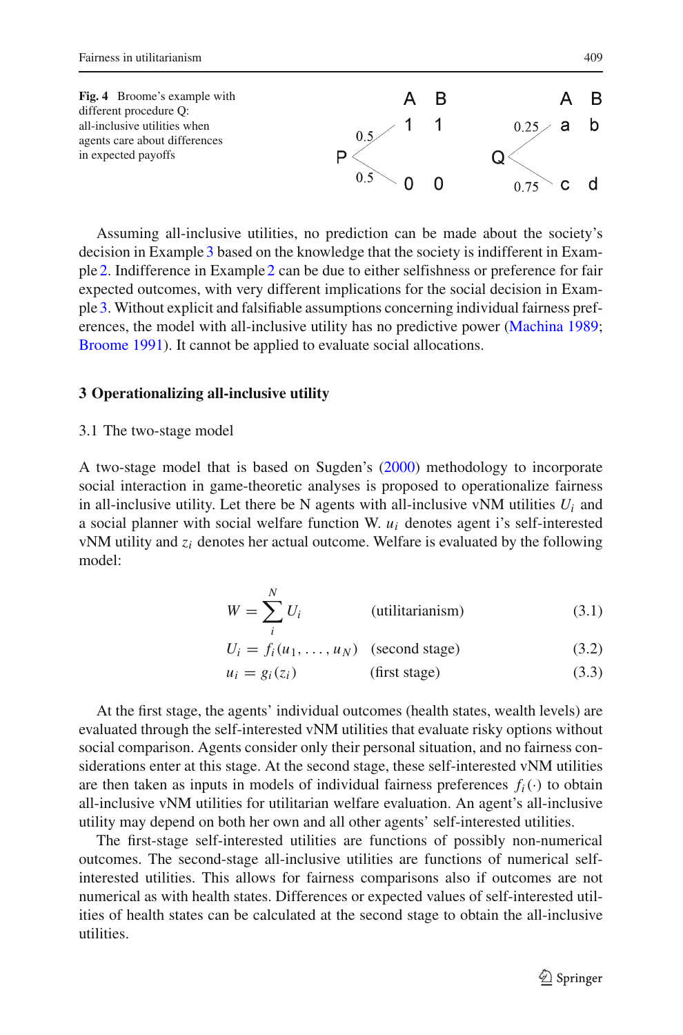**Fig. 4** Broome's example with different procedure Q: all-inclusive utilities when agents care about differences in expected payoffs

Assuming all-inclusive utilities, no prediction can be made about the society's decision in Example 3 based on the knowledge that the society is indifferent in Example 2. Indifference in Example 2 can be due to either selfishness or preference for fair expected outcomes, with very different implications for the social decision in Example 3. Without explicit and falsifiable assumptions concerning individual fairness preferences, the model with all-inclusive utility has no predictive power (Machina 1989; Broome 1991). It cannot be applied to evaluate social allocations.

## 3 Operationalizing all-inclusive utility

### 3.1 The two-stage model

A two-stage model that is based on Sugden's (2000) methodology to incorporate social interaction in game-theoretic analyses is proposed to operationalize fairness in all-inclusive utility. Let there be N agents with all-inclusive vNM utilities $U_i$ and a social planner with social welfare function W. $u_i$ denotes agent i's self-interested vNM utility and $z_i$ denotes her actual outcome. Welfare is evaluated by the following model:

$$W = \sum_{i}^{N} U_i \qquad \text{(utilitarianism)} \tag{3.1}$$

$$U_i = f_i(u_1, \ldots, u_N) \qquad \text{(second stage)} \tag{3.2}$$

$$u_i = g_i(z_i) \qquad \text{(first stage)} \tag{3.3}$$

At the first stage, the agents' individual outcomes (health states, wealth levels) are evaluated through the self-interested vNM utilities that evaluate risky options without social comparison. Agents consider only their personal situation, and no fairness considerations enter at this stage. At the second stage, these self-interested vNM utilities are then taken as inputs in models of individual fairness preferences $f_i(\cdot)$ to obtain all-inclusive vNM utilities for utilitarian welfare evaluation. An agent's all-inclusive utility may depend on both her own and all other agents' self-interested utilities.

The first-stage self-interested utilities are functions of possibly non-numerical outcomes. The second-stage all-inclusive utilities are functions of numerical self-interested utilities. This allows for fairness comparisons also if outcomes are not numerical as with health states. Differences or expected values of self-interested utilities of health states can be calculated at the second stage to obtain the all-inclusive utilities.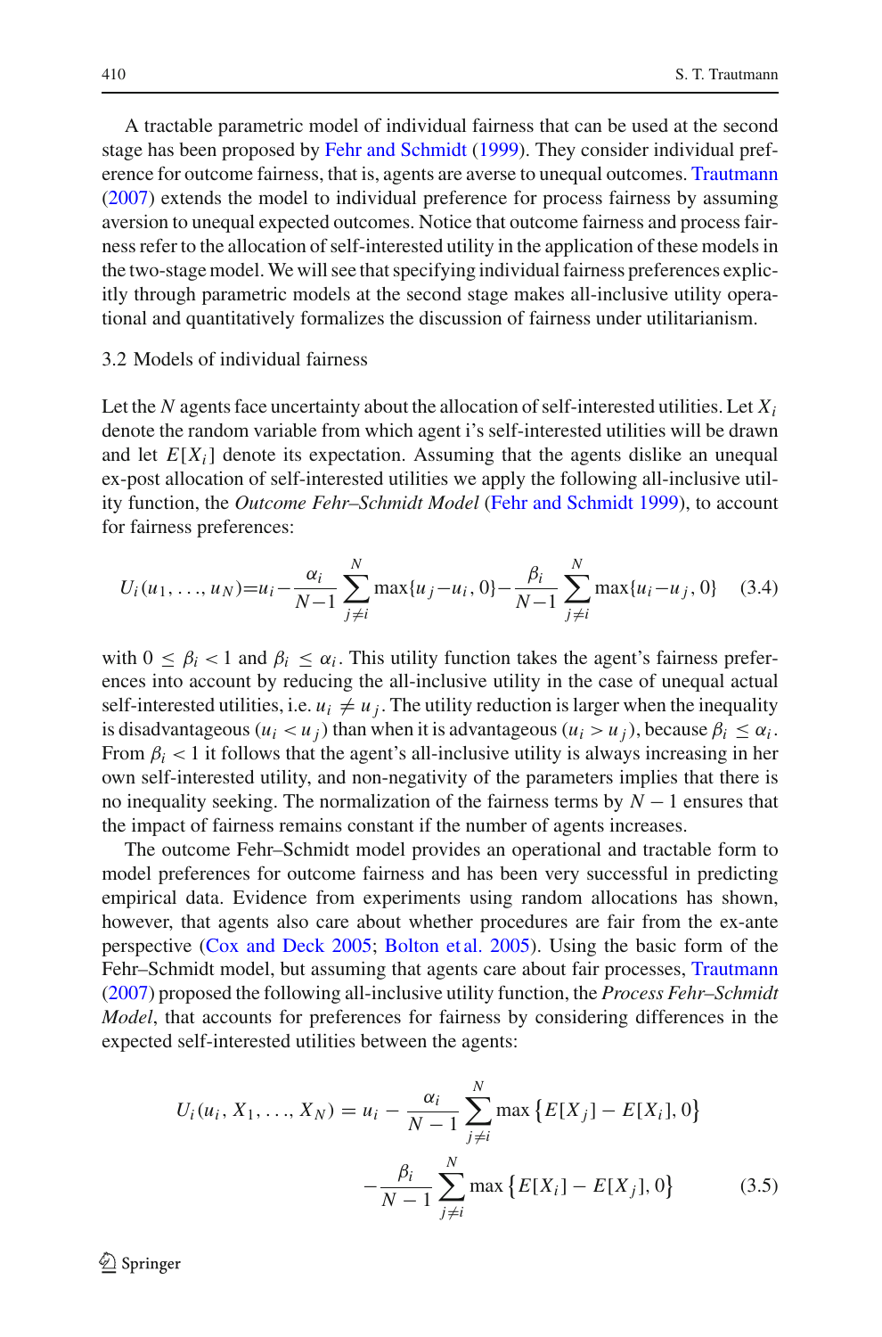A tractable parametric model of individual fairness that can be used at the second stage has been proposed by Fehr and Schmidt (1999). They consider individual preference for outcome fairness, that is, agents are averse to unequal outcomes. Trautmann (2007) extends the model to individual preference for process fairness by assuming aversion to unequal expected outcomes. Notice that outcome fairness and process fairness refer to the allocation of self-interested utility in the application of these models in the two-stage model. We will see that specifying individual fairness preferences explicitly through parametric models at the second stage makes all-inclusive utility operational and quantitatively formalizes the discussion of fairness under utilitarianism.

### 3.2 Models of individual fairness

Let the $N$ agents face uncertainty about the allocation of self-interested utilities. Let $X_i$ denote the random variable from which agent i's self-interested utilities will be drawn and let $E[X_i]$ denote its expectation. Assuming that the agents dislike an unequal ex-post allocation of self-interested utilities we apply the following all-inclusive utility function, the *Outcome Fehr–Schmidt Model* (Fehr and Schmidt 1999), to account for fairness preferences:

$$U_i(u_1, \ldots, u_N) = u_i - \frac{\alpha_i}{N-1} \sum_{j \neq i}^{N} \max\{u_j - u_i, 0\} - \frac{\beta_i}{N-1} \sum_{j \neq i}^{N} \max\{u_i - u_j, 0\} \quad (3.4)$$

with $0 \leq \beta_i < 1$ and $\beta_i \leq \alpha_i$. This utility function takes the agent's fairness preferences into account by reducing the all-inclusive utility in the case of unequal actual self-interested utilities, i.e. $u_i \neq u_j$. The utility reduction is larger when the inequality is disadvantageous ($u_i < u_j$) than when it is advantageous ($u_i > u_j$), because $\beta_i \leq \alpha_i$. From $\beta_i < 1$ it follows that the agent's all-inclusive utility is always increasing in her own self-interested utility, and non-negativity of the parameters implies that there is no inequality seeking. The normalization of the fairness terms by $N - 1$ ensures that the impact of fairness remains constant if the number of agents increases.

The outcome Fehr–Schmidt model provides an operational and tractable form to model preferences for outcome fairness and has been very successful in predicting empirical data. Evidence from experiments using random allocations has shown, however, that agents also care about whether procedures are fair from the ex-ante perspective (Cox and Deck 2005; Bolton et al. 2005). Using the basic form of the Fehr–Schmidt model, but assuming that agents care about fair processes, Trautmann (2007) proposed the following all-inclusive utility function, the *Process Fehr–Schmidt Model*, that accounts for preferences for fairness by considering differences in the expected self-interested utilities between the agents:

$$U_i(u_i, X_1, \ldots, X_N) = u_i - \frac{\alpha_i}{N-1} \sum_{j \neq i}^{N} \max\left\{E[X_j] - E[X_i], 0\right\} - \frac{\beta_i}{N-1} \sum_{j \neq i}^{N} \max\left\{E[X_i] - E[X_j], 0\right\} \quad (3.5)$$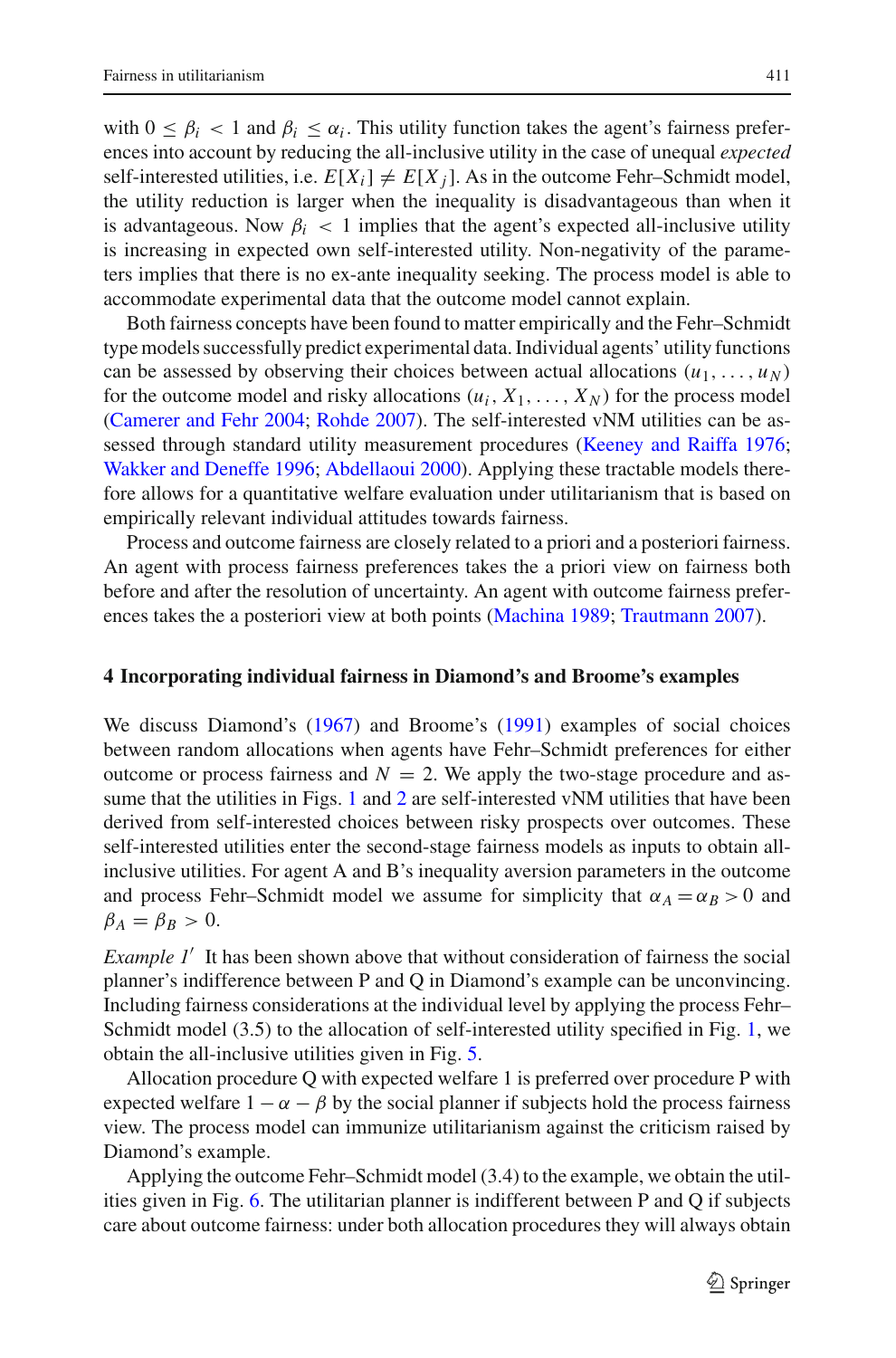with $0 \leq \beta_i < 1$ and $\beta_i \leq \alpha_i$. This utility function takes the agent's fairness preferences into account by reducing the all-inclusive utility in the case of unequal *expected* self-interested utilities, i.e. $E[X_i] \neq E[X_j]$. As in the outcome Fehr–Schmidt model, the utility reduction is larger when the inequality is disadvantageous than when it is advantageous. Now $\beta_i < 1$ implies that the agent's expected all-inclusive utility is increasing in expected own self-interested utility. Non-negativity of the parameters implies that there is no ex-ante inequality seeking. The process model is able to accommodate experimental data that the outcome model cannot explain.

Both fairness concepts have been found to matter empirically and the Fehr–Schmidt type models successfully predict experimental data. Individual agents' utility functions can be assessed by observing their choices between actual allocations $(u_1, \ldots, u_N)$ for the outcome model and risky allocations $(u_i, X_1, \ldots, X_N)$ for the process model (Camerer and Fehr 2004; Rohde 2007). The self-interested vNM utilities can be assessed through standard utility measurement procedures (Keeney and Raiffa 1976; Wakker and Deneffe 1996; Abdellaoui 2000). Applying these tractable models therefore allows for a quantitative welfare evaluation under utilitarianism that is based on empirically relevant individual attitudes towards fairness.

Process and outcome fairness are closely related to a priori and a posteriori fairness. An agent with process fairness preferences takes the a priori view on fairness both before and after the resolution of uncertainty. An agent with outcome fairness preferences takes the a posteriori view at both points (Machina 1989; Trautmann 2007).

## 4 Incorporating individual fairness in Diamond's and Broome's examples

We discuss Diamond's (1967) and Broome's (1991) examples of social choices between random allocations when agents have Fehr–Schmidt preferences for either outcome or process fairness and $N = 2$. We apply the two-stage procedure and assume that the utilities in Figs. 1 and 2 are self-interested vNM utilities that have been derived from self-interested choices between risky prospects over outcomes. These self-interested utilities enter the second-stage fairness models as inputs to obtain all-inclusive utilities. For agent A and B's inequality aversion parameters in the outcome and process Fehr–Schmidt model we assume for simplicity that $\alpha_A = \alpha_B > 0$ and $\beta_A = \beta_B > 0$.

*Example 1′* It has been shown above that without consideration of fairness the social planner's indifference between P and Q in Diamond's example can be unconvincing. Including fairness considerations at the individual level by applying the process Fehr–Schmidt model (3.5) to the allocation of self-interested utility specified in Fig. 1, we obtain the all-inclusive utilities given in Fig. 5.

Allocation procedure Q with expected welfare 1 is preferred over procedure P with expected welfare $1 - \alpha - \beta$ by the social planner if subjects hold the process fairness view. The process model can immunize utilitarianism against the criticism raised by Diamond's example.

Applying the outcome Fehr–Schmidt model (3.4) to the example, we obtain the utilities given in Fig. 6. The utilitarian planner is indifferent between P and Q if subjects care about outcome fairness: under both allocation procedures they will always obtain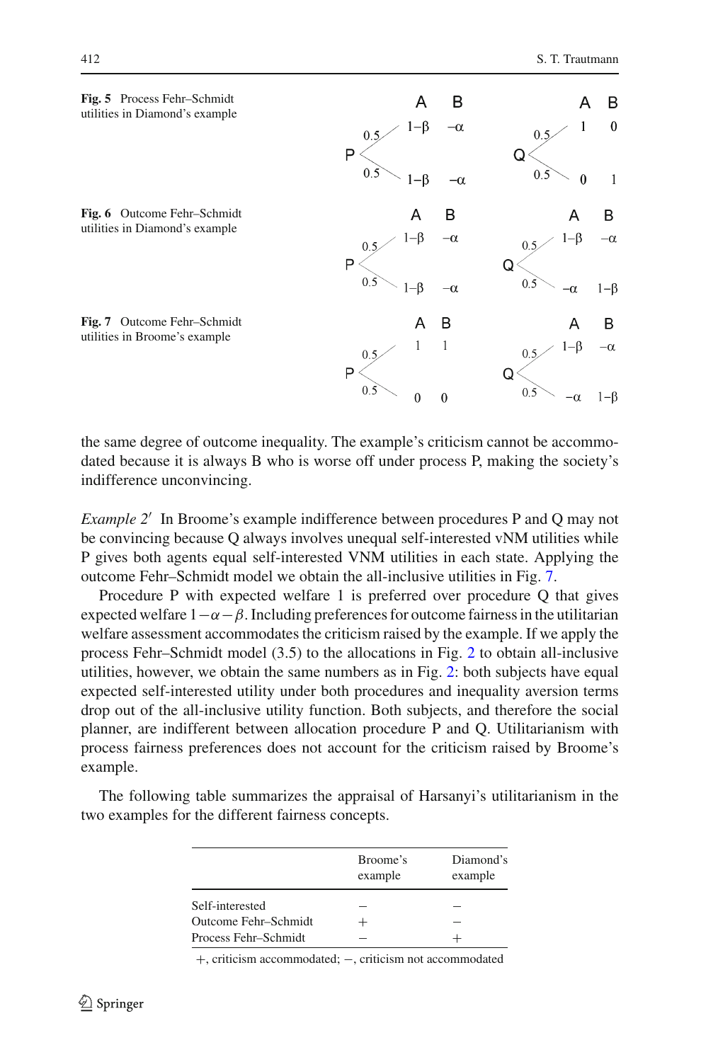**Fig. 5** Process Fehr–Schmidt utilities in Diamond's example

| | | A | B |
|---|---|---|---|
| P | 0.5 | $1-\beta$ | $-\alpha$ |
| | 0.5 | $1-\beta$ | $-\alpha$ |
| Q | 0.5 | 1 | 0 |
| | 0.5 | 0 | 1 |

**Fig. 6** Outcome Fehr–Schmidt utilities in Diamond's example

| | | A | B |
|---|---|---|---|
| P | 0.5 | $1-\beta$ | $-\alpha$ |
| | 0.5 | $1-\beta$ | $-\alpha$ |
| Q | 0.5 | $1-\beta$ | $-\alpha$ |
| | 0.5 | $-\alpha$ | $1-\beta$ |

**Fig. 7** Outcome Fehr–Schmidt utilities in Broome's example

| | | A | B |
|---|---|---|---|
| P | 0.5 | 1 | 1 |
| | 0.5 | 0 | 0 |
| Q | 0.5 | $1-\beta$ | $-\alpha$ |
| | 0.5 | $-\alpha$ | $1-\beta$ |

the same degree of outcome inequality. The example's criticism cannot be accommodated because it is always B who is worse off under process P, making the society's indifference unconvincing.

*Example 2′* In Broome's example indifference between procedures P and Q may not be convincing because Q always involves unequal self-interested vNM utilities while P gives both agents equal self-interested VNM utilities in each state. Applying the outcome Fehr–Schmidt model we obtain the all-inclusive utilities in Fig. 7.

Procedure P with expected welfare 1 is preferred over procedure Q that gives expected welfare $1-\alpha-\beta$. Including preferences for outcome fairness in the utilitarian welfare assessment accommodates the criticism raised by the example. If we apply the process Fehr–Schmidt model (3.5) to the allocations in Fig. 2 to obtain all-inclusive utilities, however, we obtain the same numbers as in Fig. 2: both subjects have equal expected self-interested utility under both procedures and inequality aversion terms drop out of the all-inclusive utility function. Both subjects, and therefore the social planner, are indifferent between allocation procedure P and Q. Utilitarianism with process fairness preferences does not account for the criticism raised by Broome's example.

The following table summarizes the appraisal of Harsanyi's utilitarianism in the two examples for the different fairness concepts.

| | Broome's example | Diamond's example |
|---|---|---|
| Self-interested | − | − |
| Outcome Fehr–Schmidt | + | − |
| Process Fehr–Schmidt | − | + |

+, criticism accommodated; −, criticism not accommodated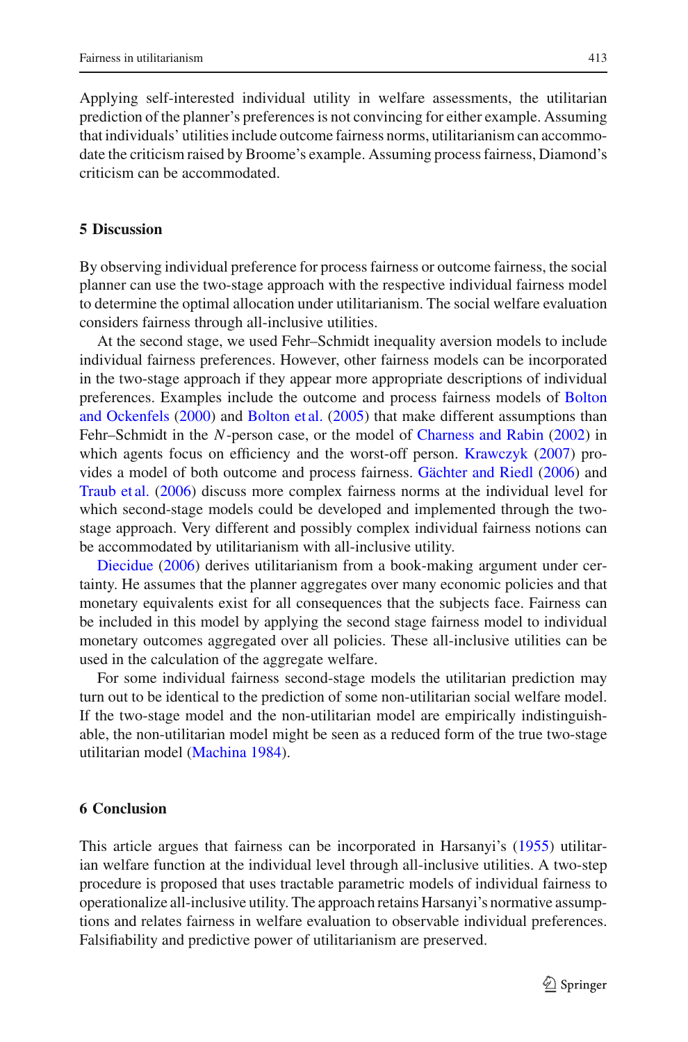Applying self-interested individual utility in welfare assessments, the utilitarian prediction of the planner's preferences is not convincing for either example. Assuming that individuals' utilities include outcome fairness norms, utilitarianism can accommodate the criticism raised by Broome's example. Assuming process fairness, Diamond's criticism can be accommodated.

## 5 Discussion

By observing individual preference for process fairness or outcome fairness, the social planner can use the two-stage approach with the respective individual fairness model to determine the optimal allocation under utilitarianism. The social welfare evaluation considers fairness through all-inclusive utilities.

At the second stage, we used Fehr–Schmidt inequality aversion models to include individual fairness preferences. However, other fairness models can be incorporated in the two-stage approach if they appear more appropriate descriptions of individual preferences. Examples include the outcome and process fairness models of Bolton and Ockenfels (2000) and Bolton et al. (2005) that make different assumptions than Fehr–Schmidt in the $N$-person case, or the model of Charness and Rabin (2002) in which agents focus on efficiency and the worst-off person. Krawczyk (2007) provides a model of both outcome and process fairness. Gächter and Riedl (2006) and Traub et al. (2006) discuss more complex fairness norms at the individual level for which second-stage models could be developed and implemented through the two-stage approach. Very different and possibly complex individual fairness notions can be accommodated by utilitarianism with all-inclusive utility.

Diecidue (2006) derives utilitarianism from a book-making argument under certainty. He assumes that the planner aggregates over many economic policies and that monetary equivalents exist for all consequences that the subjects face. Fairness can be included in this model by applying the second stage fairness model to individual monetary outcomes aggregated over all policies. These all-inclusive utilities can be used in the calculation of the aggregate welfare.

For some individual fairness second-stage models the utilitarian prediction may turn out to be identical to the prediction of some non-utilitarian social welfare model. If the two-stage model and the non-utilitarian model are empirically indistinguishable, the non-utilitarian model might be seen as a reduced form of the true two-stage utilitarian model (Machina 1984).

## 6 Conclusion

This article argues that fairness can be incorporated in Harsanyi's (1955) utilitarian welfare function at the individual level through all-inclusive utilities. A two-step procedure is proposed that uses tractable parametric models of individual fairness to operationalize all-inclusive utility. The approach retains Harsanyi's normative assumptions and relates fairness in welfare evaluation to observable individual preferences. Falsifiability and predictive power of utilitarianism are preserved.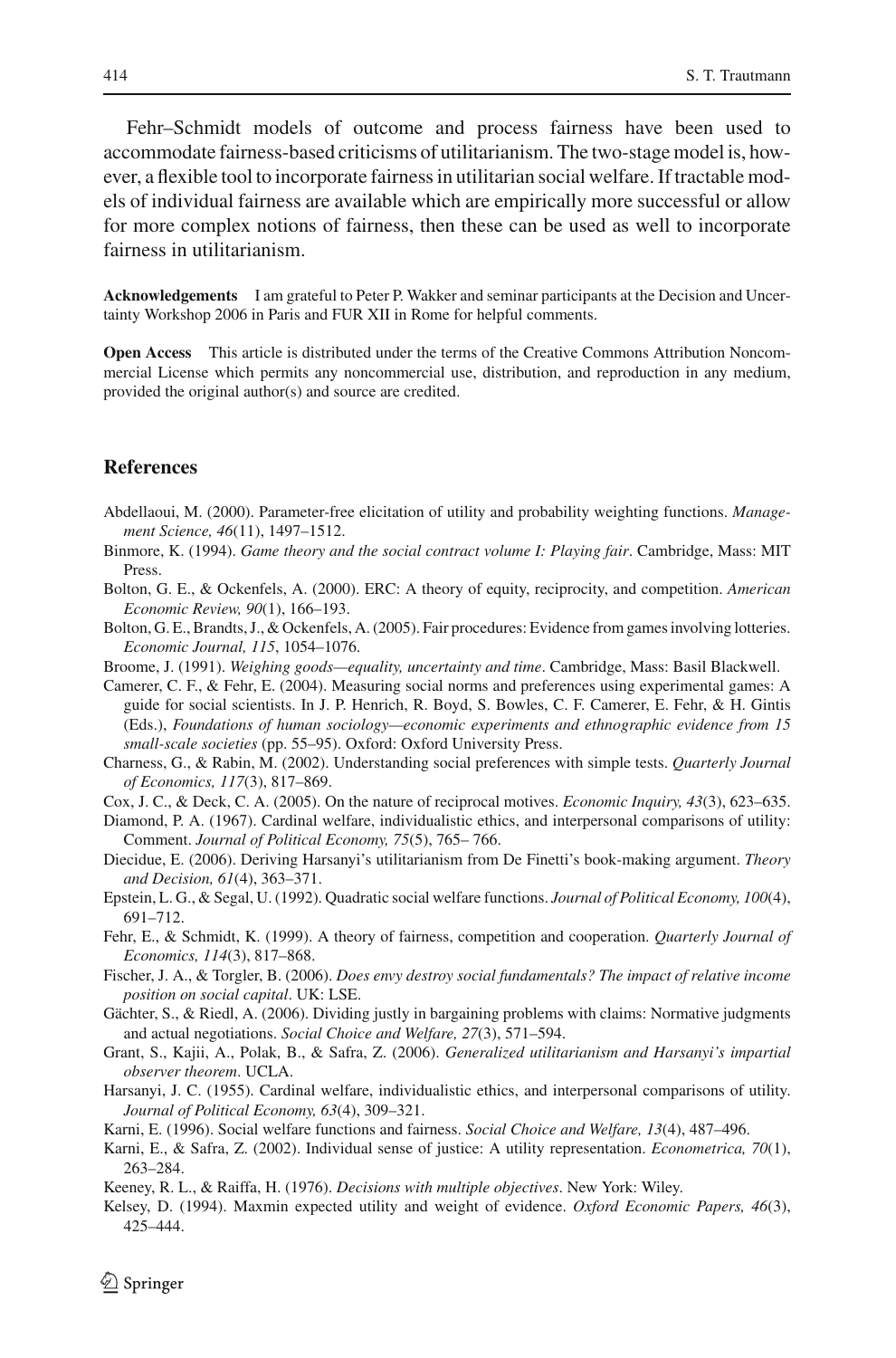Fehr–Schmidt models of outcome and process fairness have been used to accommodate fairness-based criticisms of utilitarianism. The two-stage model is, however, a flexible tool to incorporate fairness in utilitarian social welfare. If tractable models of individual fairness are available which are empirically more successful or allow for more complex notions of fairness, then these can be used as well to incorporate fairness in utilitarianism.

**Acknowledgements** I am grateful to Peter P. Wakker and seminar participants at the Decision and Uncertainty Workshop 2006 in Paris and FUR XII in Rome for helpful comments.

**Open Access** This article is distributed under the terms of the Creative Commons Attribution Noncommercial License which permits any noncommercial use, distribution, and reproduction in any medium, provided the original author(s) and source are credited.

## References

Abdellaoui, M. (2000). Parameter-free elicitation of utility and probability weighting functions. *Management Science, 46*(11), 1497–1512.

Binmore, K. (1994). *Game theory and the social contract volume I: Playing fair*. Cambridge, Mass: MIT Press.

Bolton, G. E., & Ockenfels, A. (2000). ERC: A theory of equity, reciprocity, and competition. *American Economic Review, 90*(1), 166–193.

Bolton, G. E., Brandts, J., & Ockenfels, A. (2005). Fair procedures: Evidence from games involving lotteries. *Economic Journal, 115*, 1054–1076.

Broome, J. (1991). *Weighing goods—equality, uncertainty and time*. Cambridge, Mass: Basil Blackwell.

Camerer, C. F., & Fehr, E. (2004). Measuring social norms and preferences using experimental games: A guide for social scientists. In J. P. Henrich, R. Boyd, S. Bowles, C. F. Camerer, E. Fehr, & H. Gintis (Eds.), *Foundations of human sociology—economic experiments and ethnographic evidence from 15 small-scale societies* (pp. 55–95). Oxford: Oxford University Press.

Charness, G., & Rabin, M. (2002). Understanding social preferences with simple tests. *Quarterly Journal of Economics, 117*(3), 817–869.

Cox, J. C., & Deck, C. A. (2005). On the nature of reciprocal motives. *Economic Inquiry, 43*(3), 623–635.

Diamond, P. A. (1967). Cardinal welfare, individualistic ethics, and interpersonal comparisons of utility: Comment. *Journal of Political Economy, 75*(5), 765– 766.

Diecidue, E. (2006). Deriving Harsanyi's utilitarianism from De Finetti's book-making argument. *Theory and Decision, 61*(4), 363–371.

Epstein, L. G., & Segal, U. (1992). Quadratic social welfare functions. *Journal of Political Economy, 100*(4), 691–712.

Fehr, E., & Schmidt, K. (1999). A theory of fairness, competition and cooperation. *Quarterly Journal of Economics, 114*(3), 817–868.

Fischer, J. A., & Torgler, B. (2006). *Does envy destroy social fundamentals? The impact of relative income position on social capital*. UK: LSE.

Gächter, S., & Riedl, A. (2006). Dividing justly in bargaining problems with claims: Normative judgments and actual negotiations. *Social Choice and Welfare, 27*(3), 571–594.

Grant, S., Kajii, A., Polak, B., & Safra, Z. (2006). *Generalized utilitarianism and Harsanyi's impartial observer theorem*. UCLA.

Harsanyi, J. C. (1955). Cardinal welfare, individualistic ethics, and interpersonal comparisons of utility. *Journal of Political Economy, 63*(4), 309–321.

Karni, E. (1996). Social welfare functions and fairness. *Social Choice and Welfare, 13*(4), 487–496.

Karni, E., & Safra, Z. (2002). Individual sense of justice: A utility representation. *Econometrica, 70*(1), 263–284.

Keeney, R. L., & Raiffa, H. (1976). *Decisions with multiple objectives*. New York: Wiley.

Kelsey, D. (1994). Maxmin expected utility and weight of evidence. *Oxford Economic Papers, 46*(3), 425–444.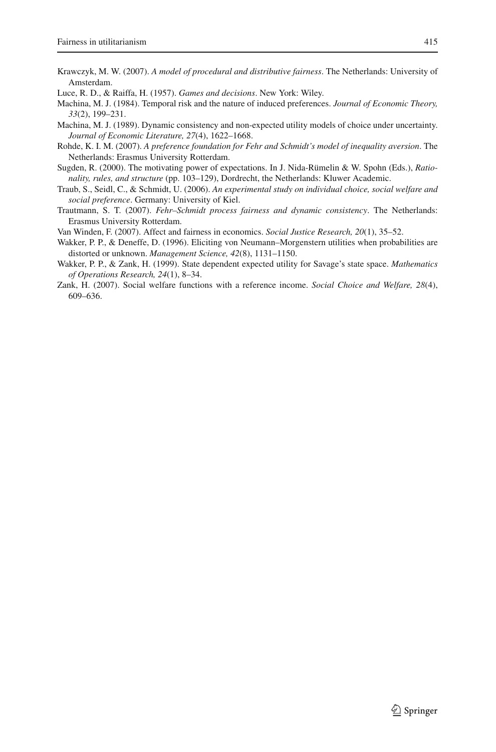Krawczyk, M. W. (2007). *A model of procedural and distributive fairness*. The Netherlands: University of Amsterdam.

Luce, R. D., & Raiffa, H. (1957). *Games and decisions*. New York: Wiley.

Machina, M. J. (1984). Temporal risk and the nature of induced preferences. *Journal of Economic Theory, 33*(2), 199–231.

Machina, M. J. (1989). Dynamic consistency and non-expected utility models of choice under uncertainty. *Journal of Economic Literature, 27*(4), 1622–1668.

Rohde, K. I. M. (2007). *A preference foundation for Fehr and Schmidt's model of inequality aversion*. The Netherlands: Erasmus University Rotterdam.

Sugden, R. (2000). The motivating power of expectations. In J. Nida-Rümelin & W. Spohn (Eds.), *Rationality, rules, and structure* (pp. 103–129), Dordrecht, the Netherlands: Kluwer Academic.

Traub, S., Seidl, C., & Schmidt, U. (2006). *An experimental study on individual choice, social welfare and social preference*. Germany: University of Kiel.

Trautmann, S. T. (2007). *Fehr–Schmidt process fairness and dynamic consistency*. The Netherlands: Erasmus University Rotterdam.

Van Winden, F. (2007). Affect and fairness in economics. *Social Justice Research, 20*(1), 35–52.

Wakker, P. P., & Deneffe, D. (1996). Eliciting von Neumann–Morgenstern utilities when probabilities are distorted or unknown. *Management Science, 42*(8), 1131–1150.

Wakker, P. P., & Zank, H. (1999). State dependent expected utility for Savage's state space. *Mathematics of Operations Research, 24*(1), 8–34.

Zank, H. (2007). Social welfare functions with a reference income. *Social Choice and Welfare, 28*(4), 609–636.